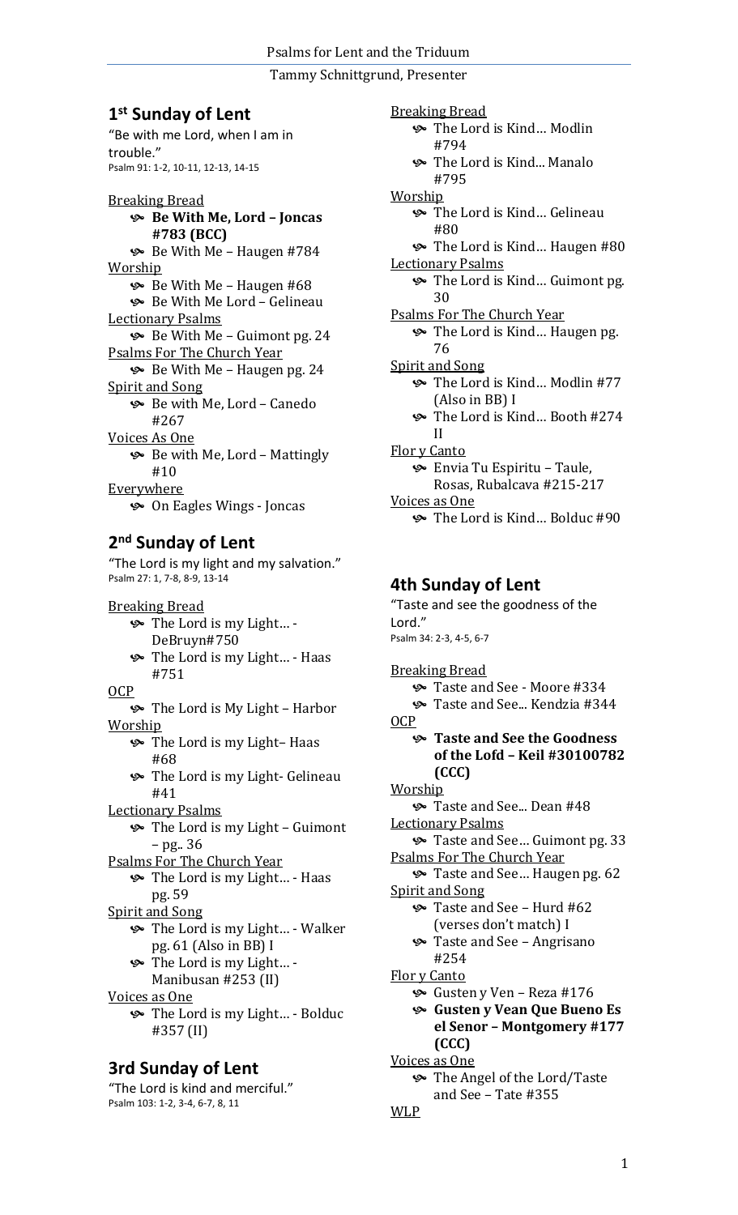## 1st Sunday of Lent

"Be with me Lord, when I am in trouble."
Psalm 91: 1-2, 10-11, 12-13, 14-15

Breaking Bread

- **Be With Me, Lord – Joncas #783 (BCC)**
- Be With Me – Haugen #784

Worship

- Be With Me – Haugen #68
- Be With Me Lord – Gelineau

Lectionary Psalms

- Be With Me – Guimont pg. 24

Psalms For The Church Year

- Be With Me – Haugen pg. 24

Spirit and Song

- Be with Me, Lord – Canedo #267

Voices As One

- Be with Me, Lord – Mattingly #10

Everywhere

- On Eagles Wings - Joncas

## 2nd Sunday of Lent

"The Lord is my light and my salvation."
Psalm 27: 1, 7-8, 8-9, 13-14

Breaking Bread

- The Lord is my Light… - DeBruyn#750
- The Lord is my Light… - Haas #751

OCP

- The Lord is My Light – Harbor

Worship

- The Lord is my Light– Haas #68
- The Lord is my Light- Gelineau #41

Lectionary Psalms

- The Lord is my Light – Guimont – pg.. 36

Psalms For The Church Year

- The Lord is my Light… - Haas pg. 59

Spirit and Song

- The Lord is my Light… - Walker pg. 61 (Also in BB) I
- The Lord is my Light… - Manibusan #253 (II)

Voices as One

- The Lord is my Light… - Bolduc #357 (II)

## 3rd Sunday of Lent

"The Lord is kind and merciful."
Psalm 103: 1-2, 3-4, 6-7, 8, 11

Breaking Bread

- The Lord is Kind… Modlin #794
- The Lord is Kind... Manalo #795

Worship

- The Lord is Kind… Gelineau #80
- The Lord is Kind… Haugen #80

Lectionary Psalms

- The Lord is Kind… Guimont pg. 30

Psalms For The Church Year

- The Lord is Kind… Haugen pg. 76

Spirit and Song

- The Lord is Kind… Modlin #77 (Also in BB) I
- The Lord is Kind… Booth #274 II

Flor y Canto

- Envia Tu Espiritu – Taule, Rosas, Rubalcava #215-217

Voices as One

- The Lord is Kind… Bolduc #90

## 4th Sunday of Lent

"Taste and see the goodness of the Lord."
Psalm 34: 2-3, 4-5, 6-7

Breaking Bread

- Taste and See - Moore #334
- Taste and See... Kendzia #344

OCP

- **Taste and See the Goodness of the Lofd – Keil #30100782 (CCC)**

Worship

- Taste and See... Dean #48

Lectionary Psalms

- Taste and See… Guimont pg. 33

Psalms For The Church Year

- Taste and See… Haugen pg. 62

Spirit and Song

- Taste and See – Hurd #62 (verses don't match) I
- Taste and See – Angrisano #254

Flor y Canto

- Gusten y Ven – Reza #176
- **Gusten y Vean Que Bueno Es el Senor – Montgomery #177 (CCC)**

Voices as One

- The Angel of the Lord/Taste and See – Tate #355

WLP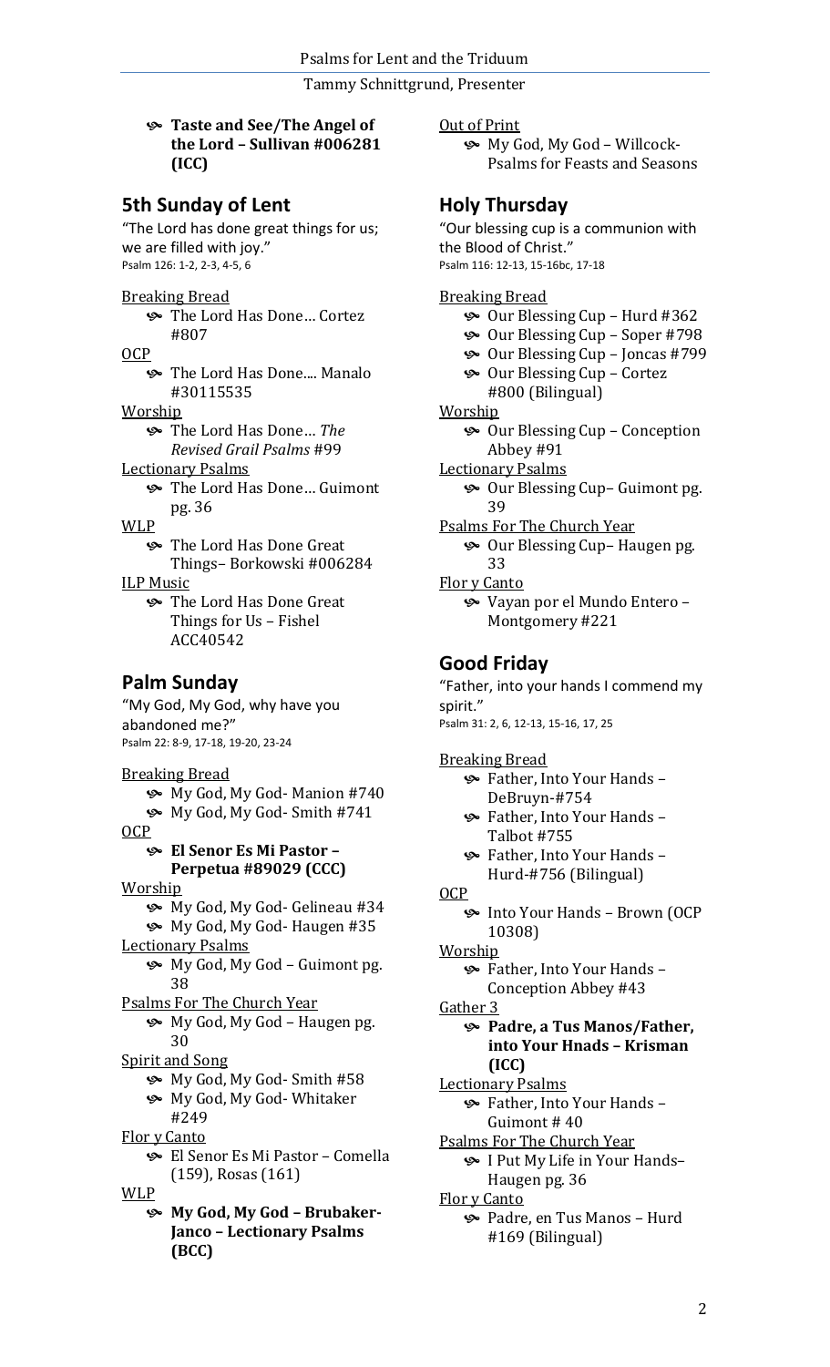- **Taste and See/The Angel of the Lord – Sullivan #006281 (ICC)**

## 5th Sunday of Lent

"The Lord has done great things for us; we are filled with joy."
Psalm 126: 1-2, 2-3, 4-5, 6

Breaking Bread
- The Lord Has Done… Cortez #807

OCP
- The Lord Has Done.... Manalo #30115535

Worship
- The Lord Has Done… *The Revised Grail Psalms* #99

Lectionary Psalms
- The Lord Has Done… Guimont pg. 36

WLP
- The Lord Has Done Great Things– Borkowski #006284

ILP Music
- The Lord Has Done Great Things for Us – Fishel ACC40542

## Palm Sunday

"My God, My God, why have you abandoned me?"
Psalm 22: 8-9, 17-18, 19-20, 23-24

Breaking Bread
- My God, My God- Manion #740
- My God, My God- Smith #741

OCP
- **El Senor Es Mi Pastor – Perpetua #89029 (CCC)**

Worship
- My God, My God- Gelineau #34
- My God, My God- Haugen #35

Lectionary Psalms
- My God, My God – Guimont pg. 38

Psalms For The Church Year
- My God, My God – Haugen pg. 30

Spirit and Song
- My God, My God- Smith #58
- My God, My God- Whitaker #249

Flor y Canto
- El Senor Es Mi Pastor – Comella (159), Rosas (161)

WLP
- **My God, My God – Brubaker-Janco – Lectionary Psalms (BCC)**

Out of Print
- My God, My God – Willcock- Psalms for Feasts and Seasons

## Holy Thursday

"Our blessing cup is a communion with the Blood of Christ."
Psalm 116: 12-13, 15-16bc, 17-18

Breaking Bread
- Our Blessing Cup – Hurd #362
- Our Blessing Cup – Soper #798
- Our Blessing Cup – Joncas #799
- Our Blessing Cup – Cortez #800 (Bilingual)

Worship
- Our Blessing Cup – Conception Abbey #91

Lectionary Psalms
- Our Blessing Cup– Guimont pg. 39

Psalms For The Church Year
- Our Blessing Cup– Haugen pg. 33

Flor y Canto
- Vayan por el Mundo Entero – Montgomery #221

## Good Friday

"Father, into your hands I commend my spirit."
Psalm 31: 2, 6, 12-13, 15-16, 17, 25

Breaking Bread
- Father, Into Your Hands – DeBruyn-#754
- Father, Into Your Hands – Talbot #755
- Father, Into Your Hands – Hurd-#756 (Bilingual)

OCP
- Into Your Hands – Brown (OCP 10308)

Worship
- Father, Into Your Hands – Conception Abbey #43

Gather 3
- **Padre, a Tus Manos/Father, into Your Hnads – Krisman (ICC)**

Lectionary Psalms
- Father, Into Your Hands – Guimont # 40

Psalms For The Church Year
- I Put My Life in Your Hands– Haugen pg. 36

Flor y Canto
- Padre, en Tus Manos – Hurd #169 (Bilingual)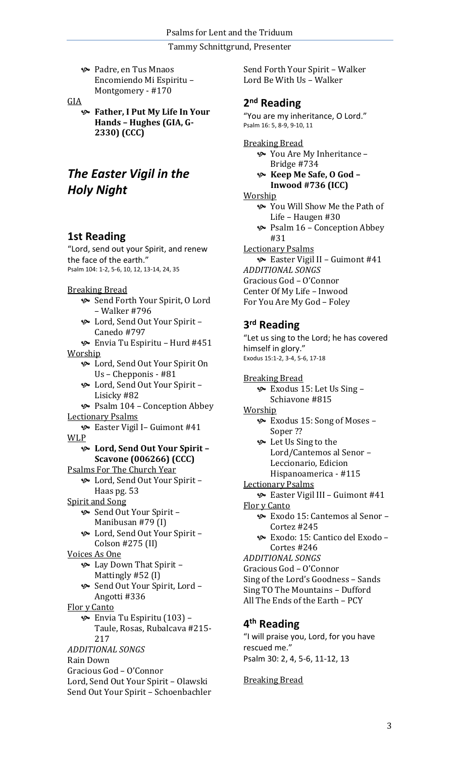- Padre, en Tus Mnaos Encomiendo Mi Espiritu – Montgomery - #170

GIA

- **Father, I Put My Life In Your Hands – Hughes (GIA, G-2330) (CCC)**

# *The Easter Vigil in the Holy Night*

## 1st Reading

"Lord, send out your Spirit, and renew the face of the earth."
Psalm 104: 1-2, 5-6, 10, 12, 13-14, 24, 35

Breaking Bread

- Send Forth Your Spirit, O Lord – Walker #796
- Lord, Send Out Your Spirit – Canedo #797
- Envia Tu Espiritu – Hurd #451

Worship

- Lord, Send Out Your Spirit On Us – Chepponis - #81
- Lord, Send Out Your Spirit – Lisicky #82
- Psalm 104 – Conception Abbey

Lectionary Psalms

- Easter Vigil I– Guimont #41

WLP

- **Lord, Send Out Your Spirit – Scavone (006266) (CCC)**

Psalms For The Church Year

- Lord, Send Out Your Spirit – Haas pg. 53

Spirit and Song

- Send Out Your Spirit – Manibusan #79 (I)
- Lord, Send Out Your Spirit – Colson #275 (II)

Voices As One

- Lay Down That Spirit – Mattingly #52 (I)
- Send Out Your Spirit, Lord – Angotti #336

Flor y Canto

- Envia Tu Espiritu (103) – Taule, Rosas, Rubalcava #215-217

*ADDITIONAL SONGS*

Rain Down
Gracious God – O'Connor
Lord, Send Out Your Spirit – Olawski
Send Out Your Spirit – Schoenbachler
Send Forth Your Spirit – Walker
Lord Be With Us – Walker

## 2nd Reading

"You are my inheritance, O Lord."
Psalm 16: 5, 8-9, 9-10, 11

Breaking Bread

- You Are My Inheritance – Bridge #734
- **Keep Me Safe, O God – Inwood #736 (ICC)**

Worship

- You Will Show Me the Path of Life – Haugen #30
- Psalm 16 – Conception Abbey #31

Lectionary Psalms

- Easter Vigil II – Guimont #41

*ADDITIONAL SONGS*

Gracious God – O'Connor
Center Of My Life – Inwood
For You Are My God – Foley

## 3rd Reading

"Let us sing to the Lord; he has covered himself in glory."
Exodus 15:1-2, 3-4, 5-6, 17-18

Breaking Bread

- Exodus 15: Let Us Sing – Schiavone #815

Worship

- Exodus 15: Song of Moses – Soper ??
- Let Us Sing to the Lord/Cantemos al Senor – Leccionario, Edicion Hispanoamerica - #115

Lectionary Psalms

- Easter Vigil III – Guimont #41

Flor y Canto

- Exodo 15: Cantemos al Senor – Cortez #245
- Exodo: 15: Cantico del Exodo – Cortes #246

*ADDITIONAL SONGS*

Gracious God – O'Connor
Sing of the Lord's Goodness – Sands
Sing TO The Mountains – Dufford
All The Ends of the Earth – PCY

## 4th Reading

"I will praise you, Lord, for you have rescued me."
Psalm 30: 2, 4, 5-6, 11-12, 13

Breaking Bread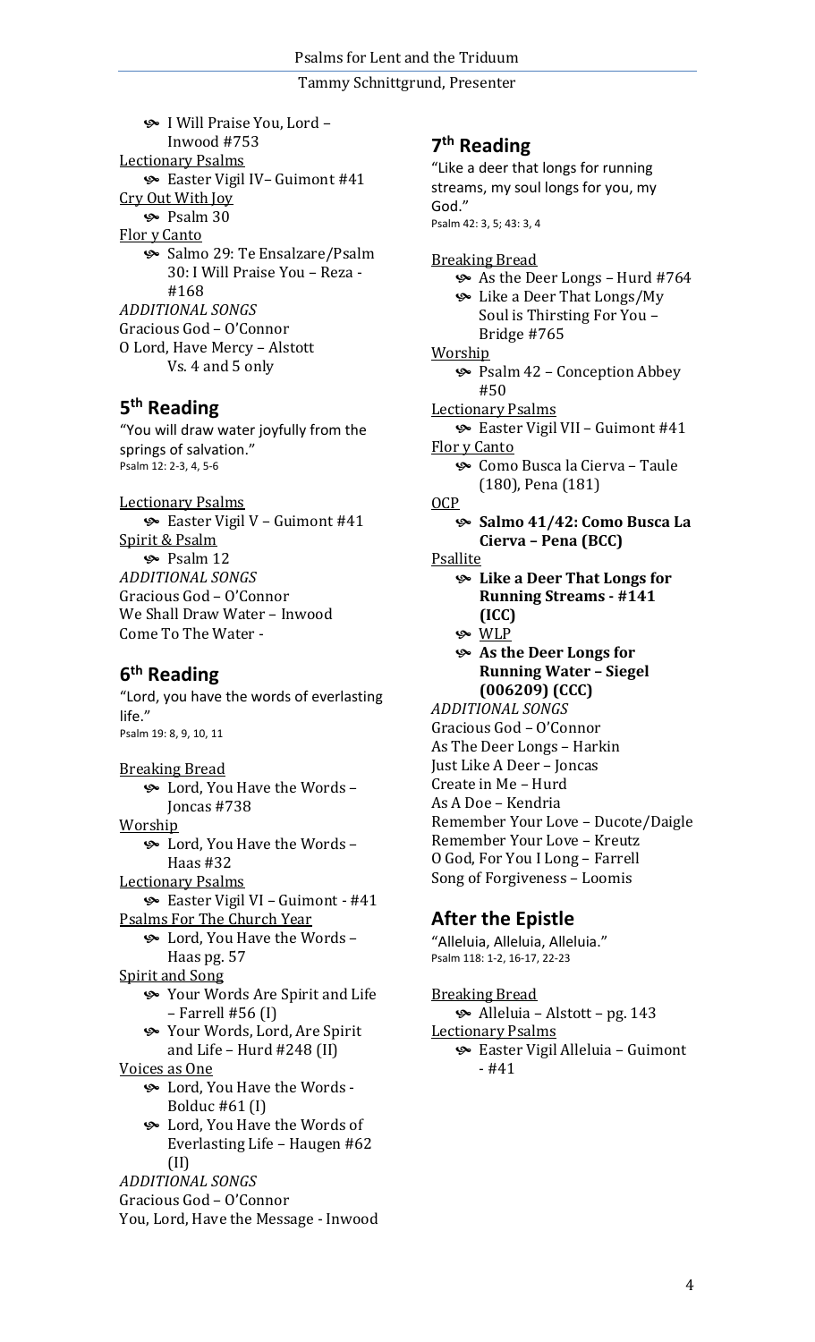- I Will Praise You, Lord – Inwood #753

Lectionary Psalms
- Easter Vigil IV– Guimont #41

Cry Out With Joy
- Psalm 30

Flor y Canto
- Salmo 29: Te Ensalzare/Psalm 30: I Will Praise You – Reza - #168

*ADDITIONAL SONGS*

Gracious God – O'Connor
O Lord, Have Mercy – Alstott
Vs. 4 and 5 only

## 5th Reading

"You will draw water joyfully from the springs of salvation."
Psalm 12: 2-3, 4, 5-6

Lectionary Psalms
- Easter Vigil V – Guimont #41

Spirit & Psalm
- Psalm 12

*ADDITIONAL SONGS*

Gracious God – O'Connor
We Shall Draw Water – Inwood
Come To The Water -

## 6th Reading

"Lord, you have the words of everlasting life."
Psalm 19: 8, 9, 10, 11

Breaking Bread
- Lord, You Have the Words – Joncas #738

Worship
- Lord, You Have the Words – Haas #32

Lectionary Psalms
- Easter Vigil VI – Guimont - #41

Psalms For The Church Year
- Lord, You Have the Words – Haas pg. 57

Spirit and Song
- Your Words Are Spirit and Life – Farrell #56 (I)
- Your Words, Lord, Are Spirit and Life – Hurd #248 (II)

Voices as One
- Lord, You Have the Words - Bolduc #61 (I)
- Lord, You Have the Words of Everlasting Life – Haugen #62 (II)

*ADDITIONAL SONGS*

Gracious God – O'Connor
You, Lord, Have the Message - Inwood

## 7th Reading

"Like a deer that longs for running streams, my soul longs for you, my God."
Psalm 42: 3, 5; 43: 3, 4

Breaking Bread
- As the Deer Longs – Hurd #764
- Like a Deer That Longs/My Soul is Thirsting For You – Bridge #765

Worship
- Psalm 42 – Conception Abbey #50

Lectionary Psalms
- Easter Vigil VII – Guimont #41

Flor y Canto
- Como Busca la Cierva – Taule (180), Pena (181)

OCP
- **Salmo 41/42: Como Busca La Cierva – Pena (BCC)**

Psallite
- **Like a Deer That Longs for Running Streams - #141 (ICC)**
- WLP
- **As the Deer Longs for Running Water – Siegel (006209) (CCC)**

*ADDITIONAL SONGS*

Gracious God – O'Connor
As The Deer Longs – Harkin
Just Like A Deer – Joncas
Create in Me – Hurd
As A Doe – Kendria
Remember Your Love – Ducote/Daigle
Remember Your Love – Kreutz
O God, For You I Long – Farrell
Song of Forgiveness – Loomis

## After the Epistle

"Alleluia, Alleluia, Alleluia."
Psalm 118: 1-2, 16-17, 22-23

Breaking Bread
- Alleluia – Alstott – pg. 143

Lectionary Psalms
- Easter Vigil Alleluia – Guimont - #41